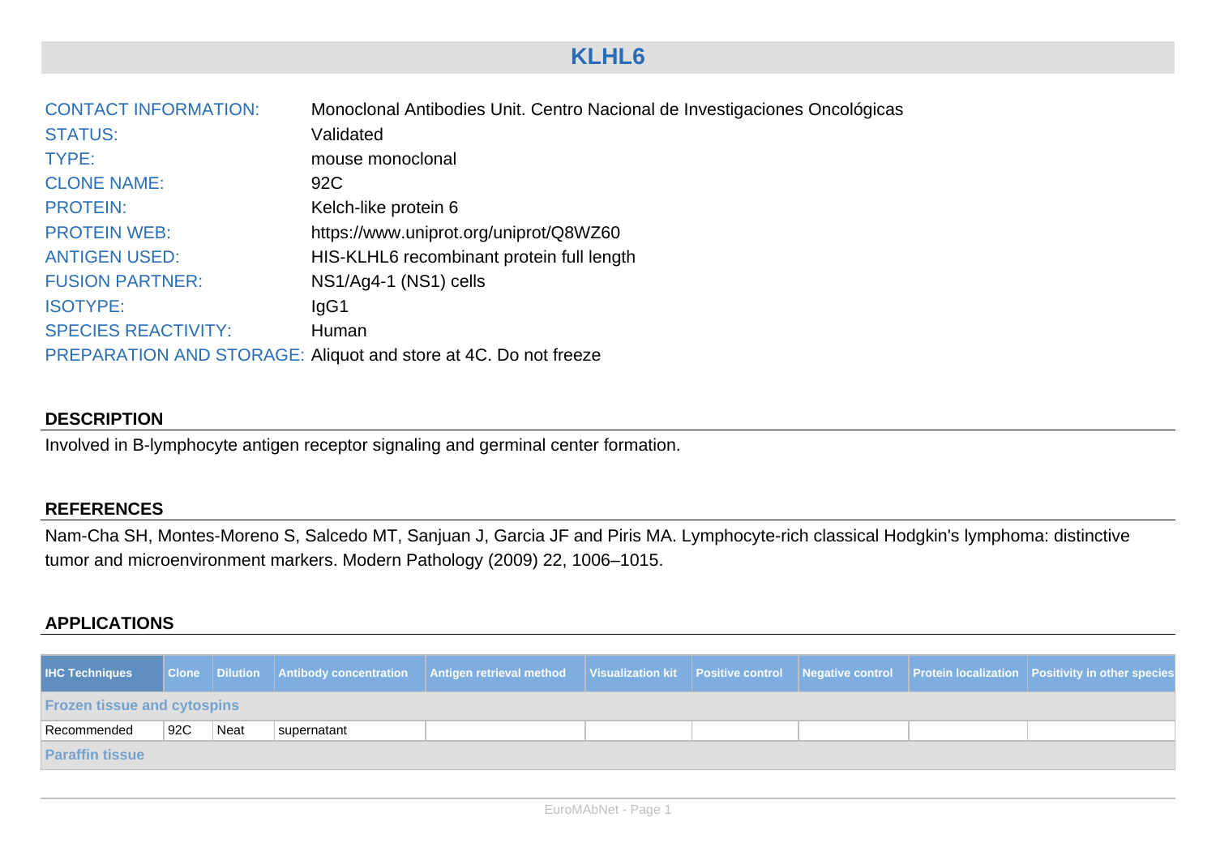# KLHL6

| | |
|---|---|
| CONTACT INFORMATION: | Monoclonal Antibodies Unit. Centro Nacional de Investigaciones Oncológicas |
| STATUS: | Validated |
| TYPE: | mouse monoclonal |
| CLONE NAME: | 92C |
| PROTEIN: | Kelch-like protein 6 |
| PROTEIN WEB: | https://www.uniprot.org/uniprot/Q8WZ60 |
| ANTIGEN USED: | HIS-KLHL6 recombinant protein full length |
| FUSION PARTNER: | NS1/Ag4-1 (NS1) cells |
| ISOTYPE: | IgG1 |
| SPECIES REACTIVITY: | Human |
| PREPARATION AND STORAGE: | Aliquot and store at 4C. Do not freeze |

## DESCRIPTION

Involved in B-lymphocyte antigen receptor signaling and germinal center formation.

## REFERENCES

Nam-Cha SH, Montes-Moreno S, Salcedo MT, Sanjuan J, Garcia JF and Piris MA. Lymphocyte-rich classical Hodgkin's lymphoma: distinctive tumor and microenvironment markers. Modern Pathology (2009) 22, 1006–1015.

## APPLICATIONS

| IHC Techniques | Clone | Dilution | Antibody concentration | Antigen retrieval method | Visualization kit | Positive control | Negative control | Protein localization | Positivity in other species |
|---|---|---|---|---|---|---|---|---|---|
| **Frozen tissue and cytospins** | | | | | | | | | |
| Recommended | 92C | Neat | supernatant | | | | | | |
| **Paraffin tissue** | | | | | | | | | |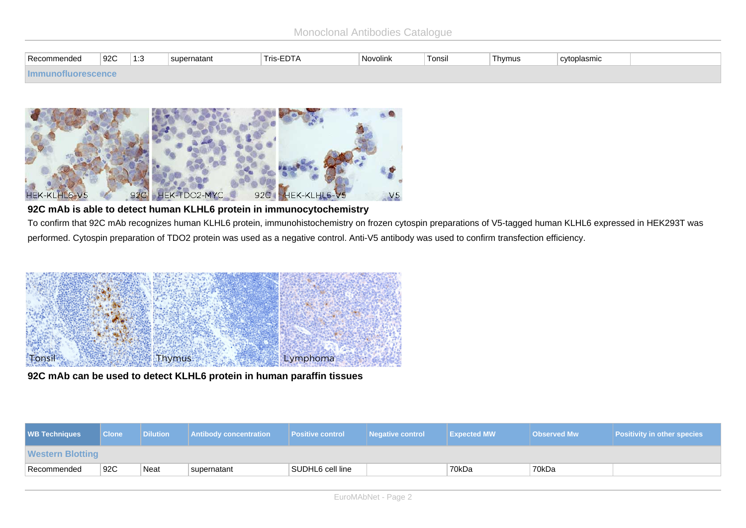| Recommended | 92C | 1:3 | supernatant | Tris-EDTA | Novolink | Tonsil | Thymus | cytoplasmic | |
|---|---|---|---|---|---|---|---|---|---|

**Immunofluorescence**

**92C mAb is able to detect human KLHL6 protein in immunocytochemistry**

To confirm that 92C mAb recognizes human KLHL6 protein, immunohistochemistry on frozen cytospin preparations of V5-tagged human KLHL6 expressed in HEK293T was performed. Cytospin preparation of TDO2 protein was used as a negative control. Anti-V5 antibody was used to confirm transfection efficiency.

**92C mAb can be used to detect KLHL6 protein in human paraffin tissues**

| WB Techniques | Clone | Dilution | Antibody concentration | Positive control | Negative control | Expected MW | Observed Mw | Positivity in other species |
|---|---|---|---|---|---|---|---|---|
| **Western Blotting** | | | | | | | | |
| Recommended | 92C | Neat | supernatant | SUDHL6 cell line | | 70kDa | 70kDa | |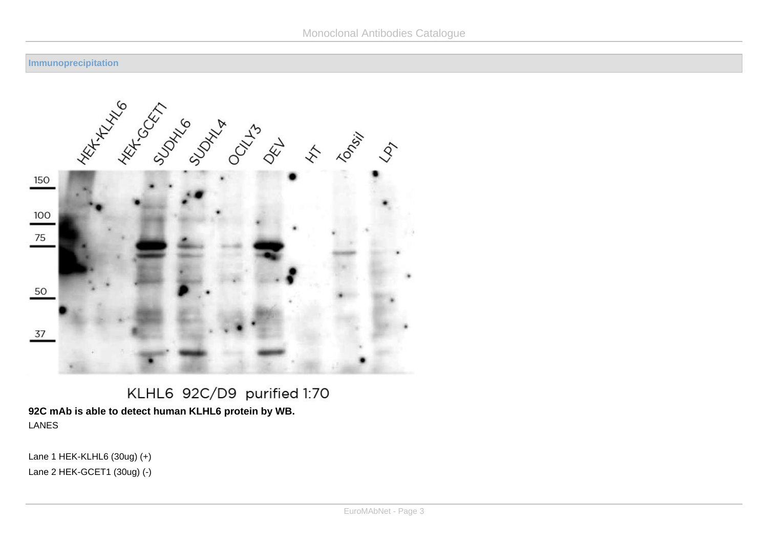**Immunoprecipitation**

KLHL6 92C/D9 purified 1:70

**92C mAb is able to detect human KLHL6 protein by WB.**

LANES

Lane 1 HEK-KLHL6 (30ug) (+)

Lane 2 HEK-GCET1 (30ug) (-)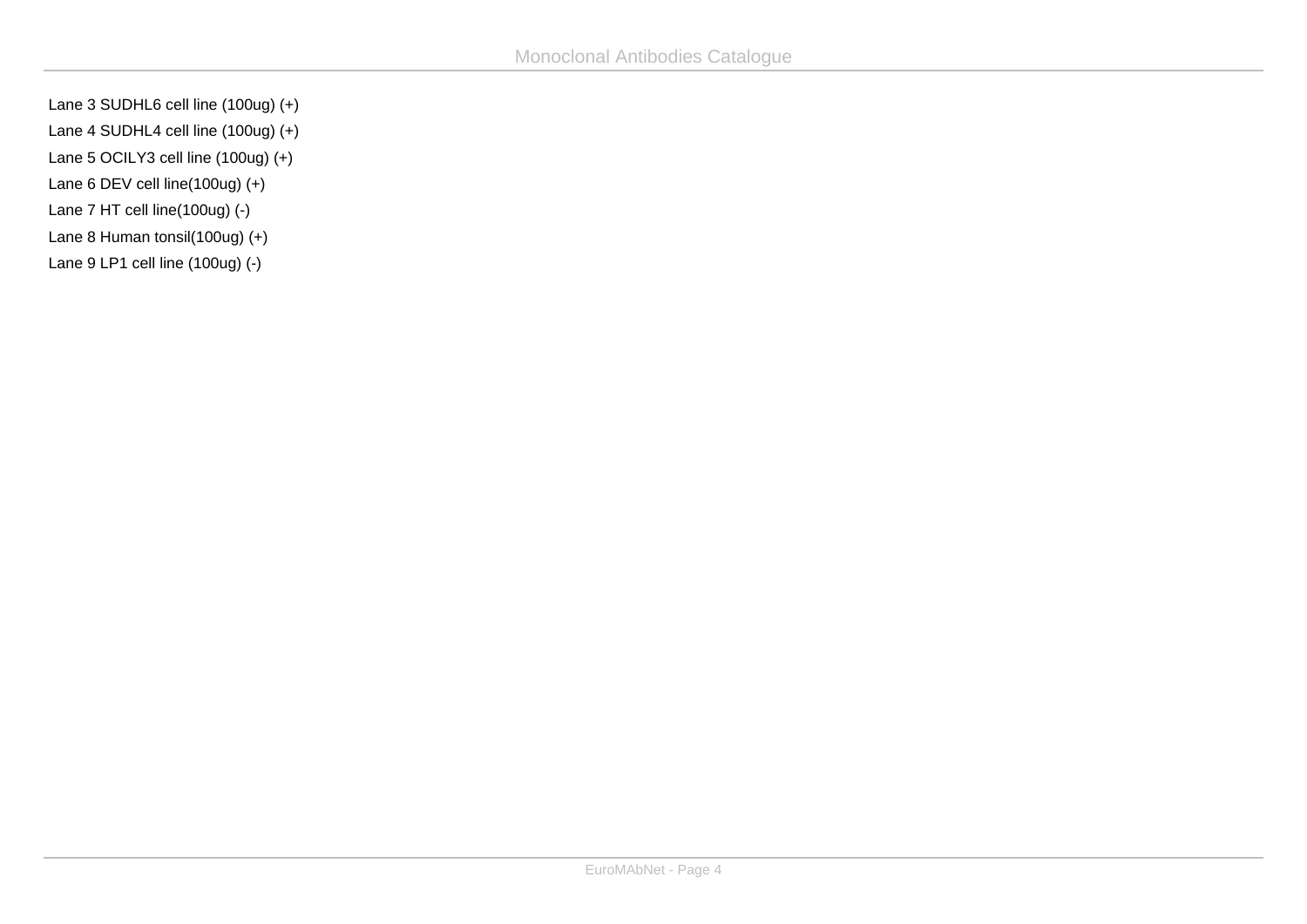Lane 3 SUDHL6 cell line (100ug) (+)

Lane 4 SUDHL4 cell line (100ug) (+)

Lane 5 OCILY3 cell line (100ug) (+)

Lane 6 DEV cell line(100ug) (+)

Lane 7 HT cell line(100ug) (-)

Lane 8 Human tonsil(100ug) (+)

Lane 9 LP1 cell line (100ug) (-)